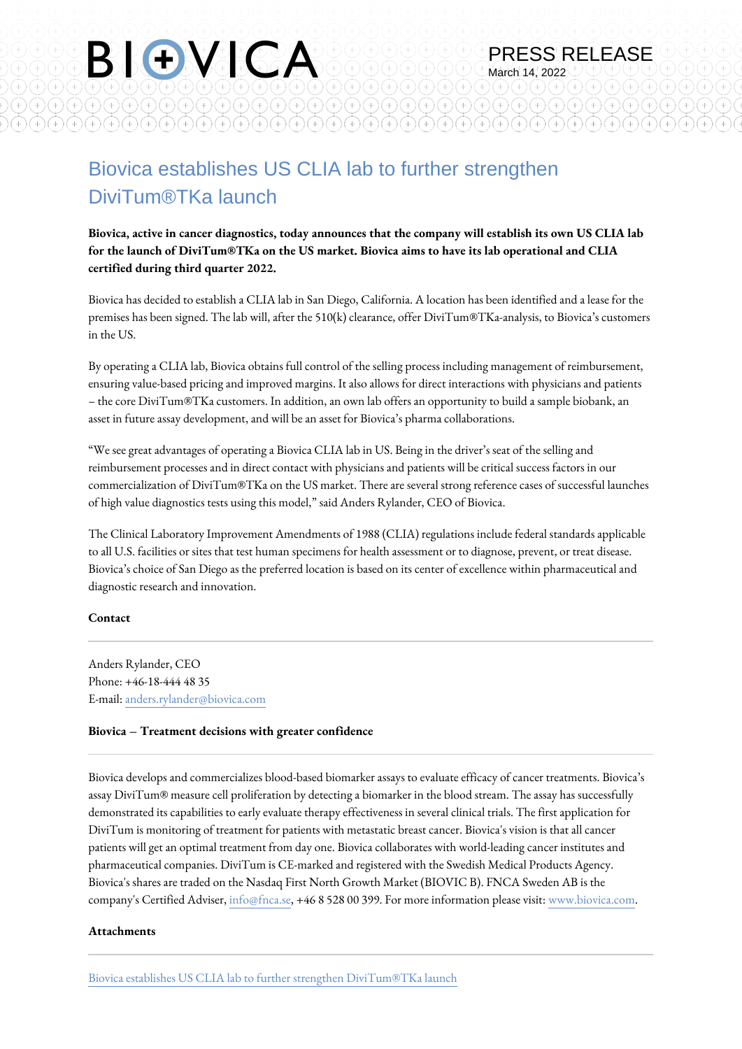PRESS RELEASE

March 14, 2022

# Biovica establishes US CLIA lab to further strengthen DiviTum®TKa launch

**Biovica, active in cancer diagnostics, today announces that the company will establish its own US CLIA lab for the launch of DiviTum®TKa on the US market. Biovica aims to have its lab operational and CLIA certified during third quarter 2022.**

Biovica has decided to establish a CLIA lab in San Diego, California. A location has been identified and a lease for the premises has been signed. The lab will, after the 510(k) clearance, offer DiviTum®TKa-analysis, to Biovica's customers in the US.

By operating a CLIA lab, Biovica obtains full control of the selling process including management of reimbursement, ensuring value-based pricing and improved margins. It also allows for direct interactions with physicians and patients – the core DiviTum®TKa customers. In addition, an own lab offers an opportunity to build a sample biobank, an asset in future assay development, and will be an asset for Biovica's pharma collaborations.

"We see great advantages of operating a Biovica CLIA lab in US. Being in the driver's seat of the selling and reimbursement processes and in direct contact with physicians and patients will be critical success factors in our commercialization of DiviTum®TKa on the US market. There are several strong reference cases of successful launches of high value diagnostics tests using this model," said Anders Rylander, CEO of Biovica.

The Clinical Laboratory Improvement Amendments of 1988 (CLIA) regulations include federal standards applicable to all U.S. facilities or sites that test human specimens for health assessment or to diagnose, prevent, or treat disease. Biovica's choice of San Diego as the preferred location is based on its center of excellence within pharmaceutical and diagnostic research and innovation.

**Contact**

Anders Rylander, CEO
Phone: +46-18-444 48 35
E-mail: anders.rylander@biovica.com

**Biovica – Treatment decisions with greater confidence**

Biovica develops and commercializes blood-based biomarker assays to evaluate efficacy of cancer treatments. Biovica's assay DiviTum® measure cell proliferation by detecting a biomarker in the blood stream. The assay has successfully demonstrated its capabilities to early evaluate therapy effectiveness in several clinical trials. The first application for DiviTum is monitoring of treatment for patients with metastatic breast cancer. Biovica's vision is that all cancer patients will get an optimal treatment from day one. Biovica collaborates with world-leading cancer institutes and pharmaceutical companies. DiviTum is CE-marked and registered with the Swedish Medical Products Agency. Biovica's shares are traded on the Nasdaq First North Growth Market (BIOVIC B). FNCA Sweden AB is the company's Certified Adviser, info@fnca.se, +46 8 528 00 399. For more information please visit: www.biovica.com.

**Attachments**

Biovica establishes US CLIA lab to further strengthen DiviTum®TKa launch